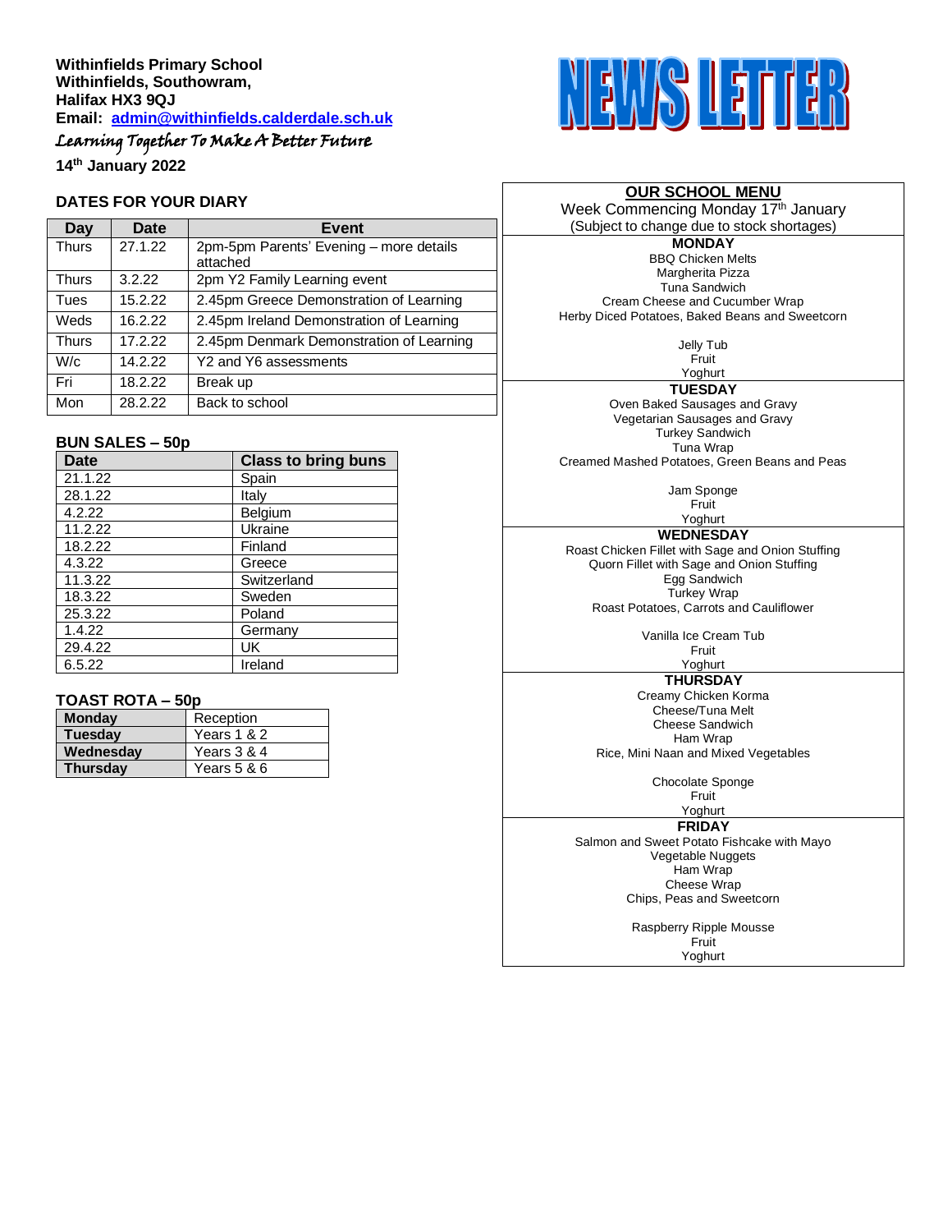**Withinfields Primary School**
**Withinfields, Southowram,**
**Halifax HX3 9QJ**
**Email: admin@withinfields.calderdale.sch.uk**

*Learning Together To Make A Better Future*

**14th January 2022**

# NEWS LETTER

## DATES FOR YOUR DIARY

| Day | Date | Event |
|---|---|---|
| Thurs | 27.1.22 | 2pm-5pm Parents' Evening – more details attached |
| Thurs | 3.2.22 | 2pm Y2 Family Learning event |
| Tues | 15.2.22 | 2.45pm Greece Demonstration of Learning |
| Weds | 16.2.22 | 2.45pm Ireland Demonstration of Learning |
| Thurs | 17.2.22 | 2.45pm Denmark Demonstration of Learning |
| W/c | 14.2.22 | Y2 and Y6 assessments |
| Fri | 18.2.22 | Break up |
| Mon | 28.2.22 | Back to school |

## BUN SALES – 50p

| Date | Class to bring buns |
|---|---|
| 21.1.22 | Spain |
| 28.1.22 | Italy |
| 4.2.22 | Belgium |
| 11.2.22 | Ukraine |
| 18.2.22 | Finland |
| 4.3.22 | Greece |
| 11.3.22 | Switzerland |
| 18.3.22 | Sweden |
| 25.3.22 | Poland |
| 1.4.22 | Germany |
| 29.4.22 | UK |
| 6.5.22 | Ireland |

## TOAST ROTA – 50p

| | |
|---|---|
| **Monday** | Reception |
| **Tuesday** | Years 1 & 2 |
| **Wednesday** | Years 3 & 4 |
| **Thursday** | Years 5 & 6 |

## OUR SCHOOL MENU

Week Commencing Monday 17th January
(Subject to change due to stock shortages)

### MONDAY

BBQ Chicken Melts
Margherita Pizza
Tuna Sandwich
Cream Cheese and Cucumber Wrap
Herby Diced Potatoes, Baked Beans and Sweetcorn

Jelly Tub
Fruit
Yoghurt

### TUESDAY

Oven Baked Sausages and Gravy
Vegetarian Sausages and Gravy
Turkey Sandwich
Tuna Wrap
Creamed Mashed Potatoes, Green Beans and Peas

Jam Sponge
Fruit
Yoghurt

### WEDNESDAY

Roast Chicken Fillet with Sage and Onion Stuffing
Quorn Fillet with Sage and Onion Stuffing
Egg Sandwich
Turkey Wrap
Roast Potatoes, Carrots and Cauliflower

Vanilla Ice Cream Tub
Fruit
Yoghurt

### THURSDAY

Creamy Chicken Korma
Cheese/Tuna Melt
Cheese Sandwich
Ham Wrap
Rice, Mini Naan and Mixed Vegetables

Chocolate Sponge
Fruit
Yoghurt

### FRIDAY

Salmon and Sweet Potato Fishcake with Mayo
Vegetable Nuggets
Ham Wrap
Cheese Wrap
Chips, Peas and Sweetcorn

Raspberry Ripple Mousse
Fruit
Yoghurt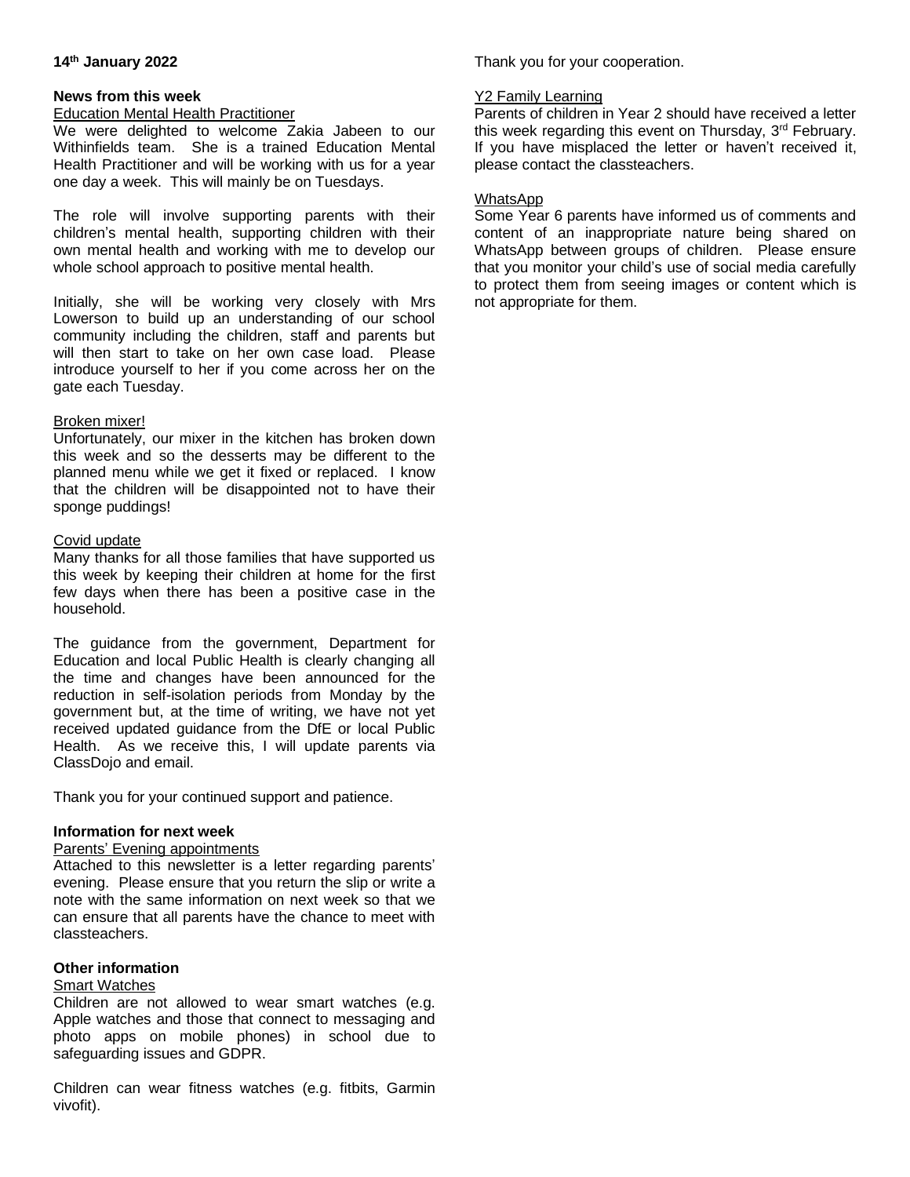**14th January 2022**

**News from this week**

Education Mental Health Practitioner

We were delighted to welcome Zakia Jabeen to our Withinfields team. She is a trained Education Mental Health Practitioner and will be working with us for a year one day a week. This will mainly be on Tuesdays.

The role will involve supporting parents with their children's mental health, supporting children with their own mental health and working with me to develop our whole school approach to positive mental health.

Initially, she will be working very closely with Mrs Lowerson to build up an understanding of our school community including the children, staff and parents but will then start to take on her own case load. Please introduce yourself to her if you come across her on the gate each Tuesday.

Broken mixer!

Unfortunately, our mixer in the kitchen has broken down this week and so the desserts may be different to the planned menu while we get it fixed or replaced. I know that the children will be disappointed not to have their sponge puddings!

Covid update

Many thanks for all those families that have supported us this week by keeping their children at home for the first few days when there has been a positive case in the household.

The guidance from the government, Department for Education and local Public Health is clearly changing all the time and changes have been announced for the reduction in self-isolation periods from Monday by the government but, at the time of writing, we have not yet received updated guidance from the DfE or local Public Health. As we receive this, I will update parents via ClassDojo and email.

Thank you for your continued support and patience.

**Information for next week**

Parents' Evening appointments

Attached to this newsletter is a letter regarding parents' evening. Please ensure that you return the slip or write a note with the same information on next week so that we can ensure that all parents have the chance to meet with classteachers.

**Other information**

Smart Watches

Children are not allowed to wear smart watches (e.g. Apple watches and those that connect to messaging and photo apps on mobile phones) in school due to safeguarding issues and GDPR.

Children can wear fitness watches (e.g. fitbits, Garmin vivofit).

Thank you for your cooperation.

Y2 Family Learning

Parents of children in Year 2 should have received a letter this week regarding this event on Thursday, 3rd February. If you have misplaced the letter or haven't received it, please contact the classteachers.

WhatsApp

Some Year 6 parents have informed us of comments and content of an inappropriate nature being shared on WhatsApp between groups of children. Please ensure that you monitor your child's use of social media carefully to protect them from seeing images or content which is not appropriate for them.